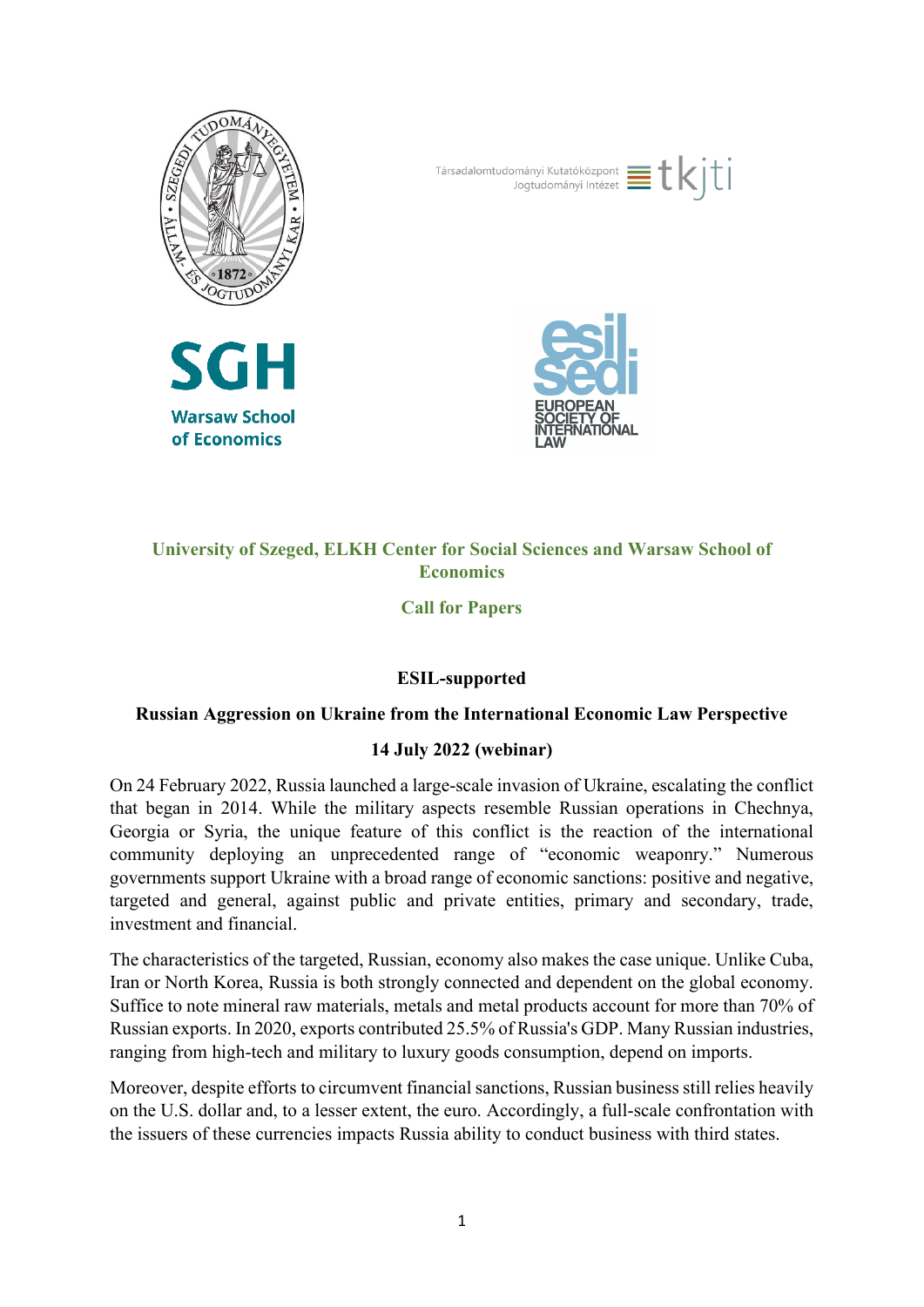**University of Szeged, ELKH Center for Social Sciences and Warsaw School of Economics**

**Call for Papers**

**ESIL-supported**

# Russian Aggression on Ukraine from the International Economic Law Perspective

**14 July 2022 (webinar)**

On 24 February 2022, Russia launched a large-scale invasion of Ukraine, escalating the conflict that began in 2014. While the military aspects resemble Russian operations in Chechnya, Georgia or Syria, the unique feature of this conflict is the reaction of the international community deploying an unprecedented range of "economic weaponry." Numerous governments support Ukraine with a broad range of economic sanctions: positive and negative, targeted and general, against public and private entities, primary and secondary, trade, investment and financial.

The characteristics of the targeted, Russian, economy also makes the case unique. Unlike Cuba, Iran or North Korea, Russia is both strongly connected and dependent on the global economy. Suffice to note mineral raw materials, metals and metal products account for more than 70% of Russian exports. In 2020, exports contributed 25.5% of Russia's GDP. Many Russian industries, ranging from high-tech and military to luxury goods consumption, depend on imports.

Moreover, despite efforts to circumvent financial sanctions, Russian business still relies heavily on the U.S. dollar and, to a lesser extent, the euro. Accordingly, a full-scale confrontation with the issuers of these currencies impacts Russia ability to conduct business with third states.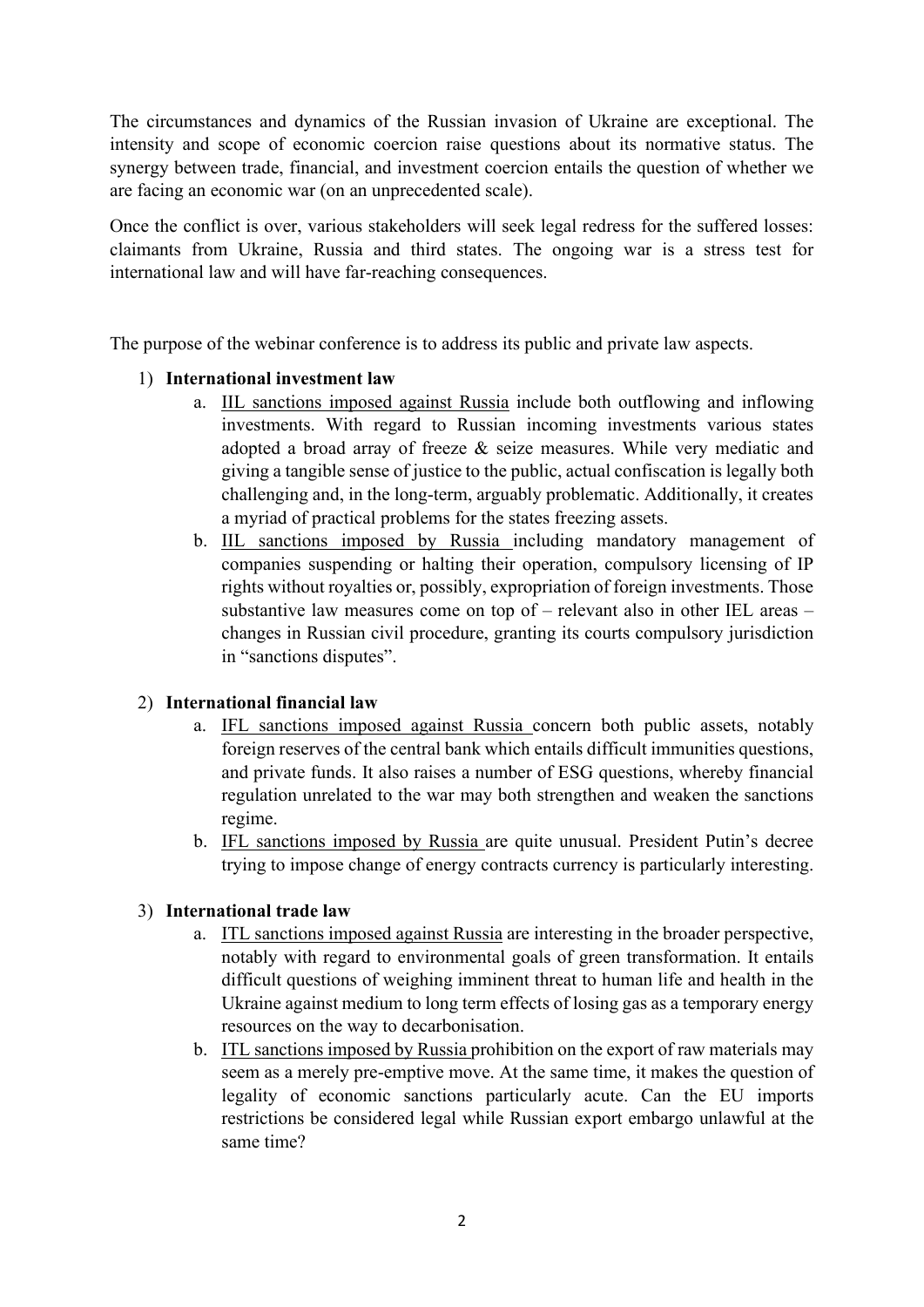The circumstances and dynamics of the Russian invasion of Ukraine are exceptional. The intensity and scope of economic coercion raise questions about its normative status. The synergy between trade, financial, and investment coercion entails the question of whether we are facing an economic war (on an unprecedented scale).

Once the conflict is over, various stakeholders will seek legal redress for the suffered losses: claimants from Ukraine, Russia and third states. The ongoing war is a stress test for international law and will have far-reaching consequences.

The purpose of the webinar conference is to address its public and private law aspects.

1) **International investment law**
   a. <u>IIL sanctions imposed against Russia</u> include both outflowing and inflowing investments. With regard to Russian incoming investments various states adopted a broad array of freeze & seize measures. While very mediatic and giving a tangible sense of justice to the public, actual confiscation is legally both challenging and, in the long-term, arguably problematic. Additionally, it creates a myriad of practical problems for the states freezing assets.
   b. <u>IIL sanctions imposed by Russia</u> including mandatory management of companies suspending or halting their operation, compulsory licensing of IP rights without royalties or, possibly, expropriation of foreign investments. Those substantive law measures come on top of – relevant also in other IEL areas – changes in Russian civil procedure, granting its courts compulsory jurisdiction in "sanctions disputes".

2) **International financial law**
   a. <u>IFL sanctions imposed against Russia</u> concern both public assets, notably foreign reserves of the central bank which entails difficult immunities questions, and private funds. It also raises a number of ESG questions, whereby financial regulation unrelated to the war may both strengthen and weaken the sanctions regime.
   b. <u>IFL sanctions imposed by Russia</u> are quite unusual. President Putin's decree trying to impose change of energy contracts currency is particularly interesting.

3) **International trade law**
   a. <u>ITL sanctions imposed against Russia</u> are interesting in the broader perspective, notably with regard to environmental goals of green transformation. It entails difficult questions of weighing imminent threat to human life and health in the Ukraine against medium to long term effects of losing gas as a temporary energy resources on the way to decarbonisation.
   b. <u>ITL sanctions imposed by Russia</u> prohibition on the export of raw materials may seem as a merely pre-emptive move. At the same time, it makes the question of legality of economic sanctions particularly acute. Can the EU imports restrictions be considered legal while Russian export embargo unlawful at the same time?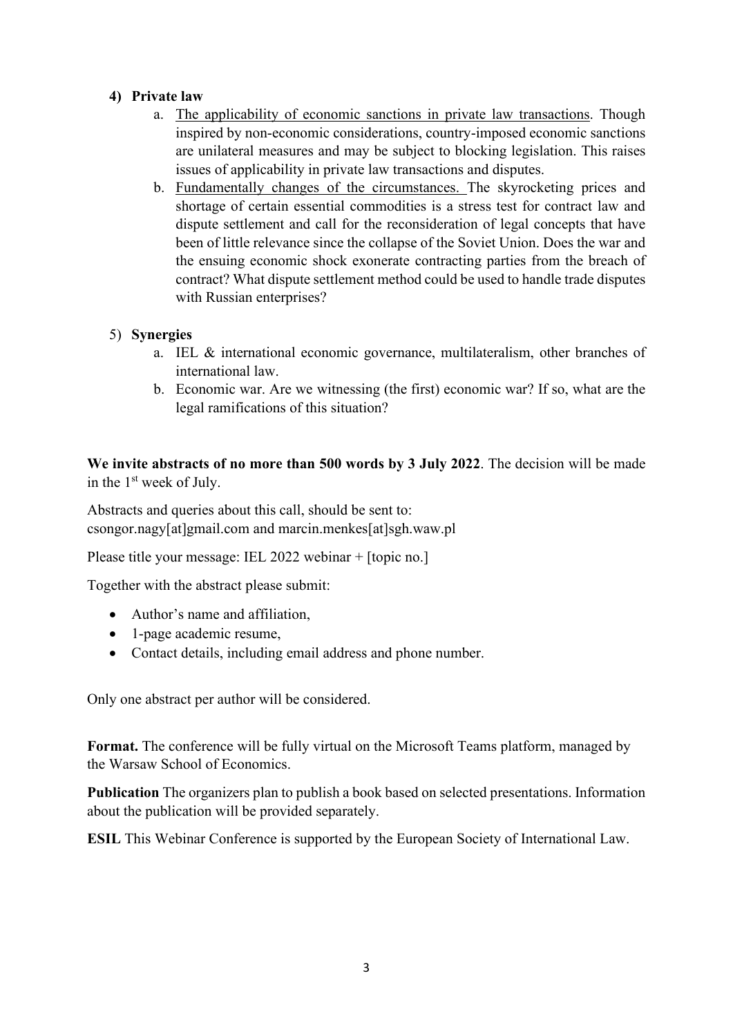4) **Private law**

   a. The applicability of economic sanctions in private law transactions. Though inspired by non-economic considerations, country-imposed economic sanctions are unilateral measures and may be subject to blocking legislation. This raises issues of applicability in private law transactions and disputes.

   b. Fundamentally changes of the circumstances. The skyrocketing prices and shortage of certain essential commodities is a stress test for contract law and dispute settlement and call for the reconsideration of legal concepts that have been of little relevance since the collapse of the Soviet Union. Does the war and the ensuing economic shock exonerate contracting parties from the breach of contract? What dispute settlement method could be used to handle trade disputes with Russian enterprises?

5) **Synergies**

   a. IEL & international economic governance, multilateralism, other branches of international law.

   b. Economic war. Are we witnessing (the first) economic war? If so, what are the legal ramifications of this situation?

**We invite abstracts of no more than 500 words by 3 July 2022**. The decision will be made in the 1st week of July.

Abstracts and queries about this call, should be sent to:
csongor.nagy[at]gmail.com and marcin.menkes[at]sgh.waw.pl

Please title your message: IEL 2022 webinar + [topic no.]

Together with the abstract please submit:

- Author's name and affiliation,
- 1-page academic resume,
- Contact details, including email address and phone number.

Only one abstract per author will be considered.

**Format.** The conference will be fully virtual on the Microsoft Teams platform, managed by the Warsaw School of Economics.

**Publication** The organizers plan to publish a book based on selected presentations. Information about the publication will be provided separately.

**ESIL** This Webinar Conference is supported by the European Society of International Law.